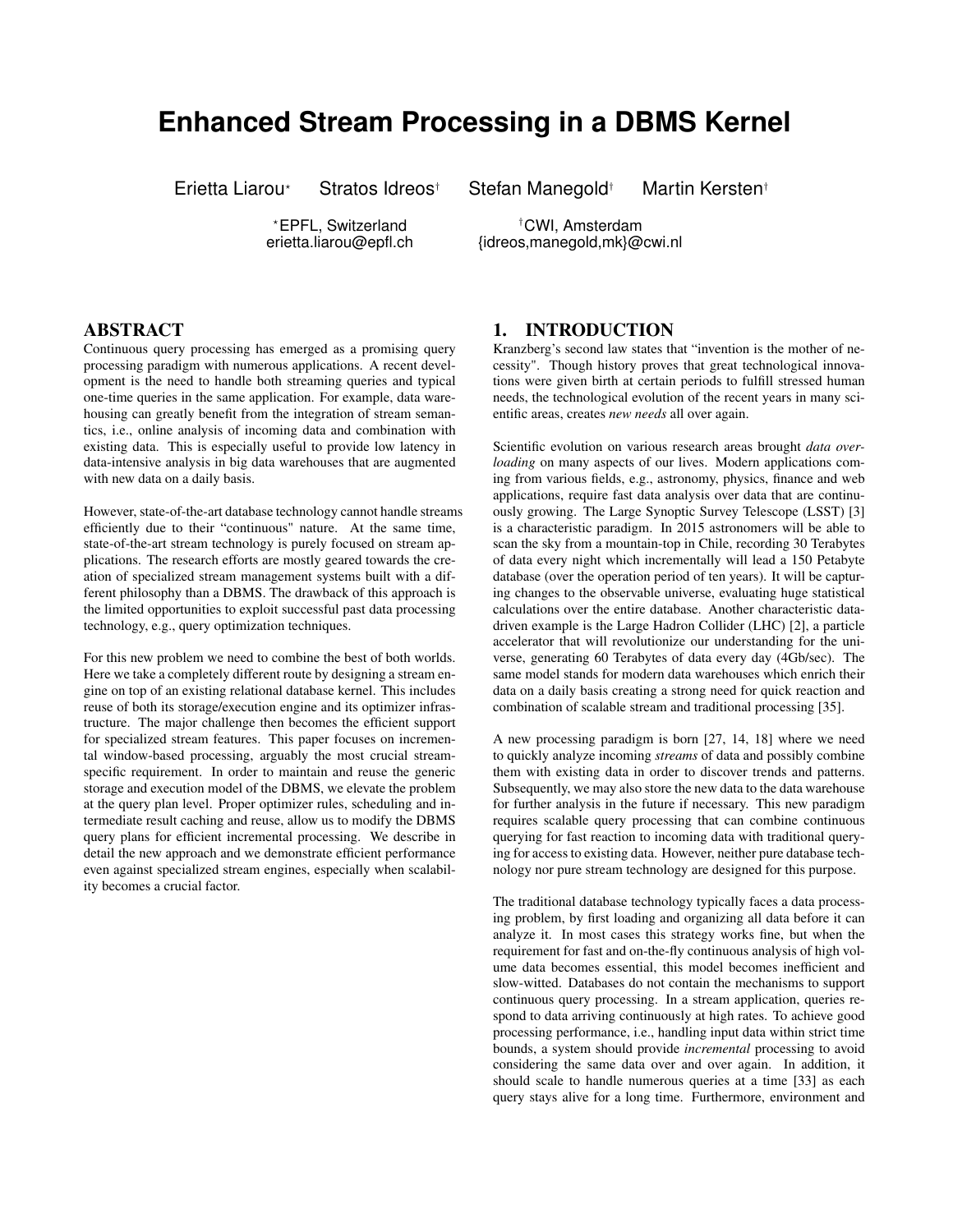# Enhanced Stream Processing in a DBMS Kernel

Erietta Liarou[*] Stratos Idreos[†] Stefan Manegold[†] Martin Kersten[†]

[*]EPFL, Switzerland
erietta.liarou@epfl.ch

[†]CWI, Amsterdam
{idreos,manegold,mk}@cwi.nl

## ABSTRACT

Continuous query processing has emerged as a promising query processing paradigm with numerous applications. A recent development is the need to handle both streaming queries and typical one-time queries in the same application. For example, data warehousing can greatly benefit from the integration of stream semantics, i.e., online analysis of incoming data and combination with existing data. This is especially useful to provide low latency in data-intensive analysis in big data warehouses that are augmented with new data on a daily basis.

However, state-of-the-art database technology cannot handle streams efficiently due to their "continuous" nature. At the same time, state-of-the-art stream technology is purely focused on stream applications. The research efforts are mostly geared towards the creation of specialized stream management systems built with a different philosophy than a DBMS. The drawback of this approach is the limited opportunities to exploit successful past data processing technology, e.g., query optimization techniques.

For this new problem we need to combine the best of both worlds. Here we take a completely different route by designing a stream engine on top of an existing relational database kernel. This includes reuse of both its storage/execution engine and its optimizer infrastructure. The major challenge then becomes the efficient support for specialized stream features. This paper focuses on incremental window-based processing, arguably the most crucial stream-specific requirement. In order to maintain and reuse the generic storage and execution model of the DBMS, we elevate the problem at the query plan level. Proper optimizer rules, scheduling and intermediate result caching and reuse, allow us to modify the DBMS query plans for efficient incremental processing. We describe in detail the new approach and we demonstrate efficient performance even against specialized stream engines, especially when scalability becomes a crucial factor.

## 1. INTRODUCTION

Kranzberg's second law states that "invention is the mother of necessity". Though history proves that great technological innovations were given birth at certain periods to fulfill stressed human needs, the technological evolution of the recent years in many scientific areas, creates *new needs* all over again.

Scientific evolution on various research areas brought *data overloading* on many aspects of our lives. Modern applications coming from various fields, e.g., astronomy, physics, finance and web applications, require fast data analysis over data that are continuously growing. The Large Synoptic Survey Telescope (LSST) [3] is a characteristic paradigm. In 2015 astronomers will be able to scan the sky from a mountain-top in Chile, recording 30 Terabytes of data every night which incrementally will lead a 150 Petabyte database (over the operation period of ten years). It will be capturing changes to the observable universe, evaluating huge statistical calculations over the entire database. Another characteristic data-driven example is the Large Hadron Collider (LHC) [2], a particle accelerator that will revolutionize our understanding for the universe, generating 60 Terabytes of data every day (4Gb/sec). The same model stands for modern data warehouses which enrich their data on a daily basis creating a strong need for quick reaction and combination of scalable stream and traditional processing [35].

A new processing paradigm is born [27, 14, 18] where we need to quickly analyze incoming *streams* of data and possibly combine them with existing data in order to discover trends and patterns. Subsequently, we may also store the new data to the data warehouse for further analysis in the future if necessary. This new paradigm requires scalable query processing that can combine continuous querying for fast reaction to incoming data with traditional querying for access to existing data. However, neither pure database technology nor pure stream technology are designed for this purpose.

The traditional database technology typically faces a data processing problem, by first loading and organizing all data before it can analyze it. In most cases this strategy works fine, but when the requirement for fast and on-the-fly continuous analysis of high volume data becomes essential, this model becomes inefficient and slow-witted. Databases do not contain the mechanisms to support continuous query processing. In a stream application, queries respond to data arriving continuously at high rates. To achieve good processing performance, i.e., handling input data within strict time bounds, a system should provide *incremental* processing to avoid considering the same data over and over again. In addition, it should scale to handle numerous queries at a time [33] as each query stays alive for a long time. Furthermore, environment and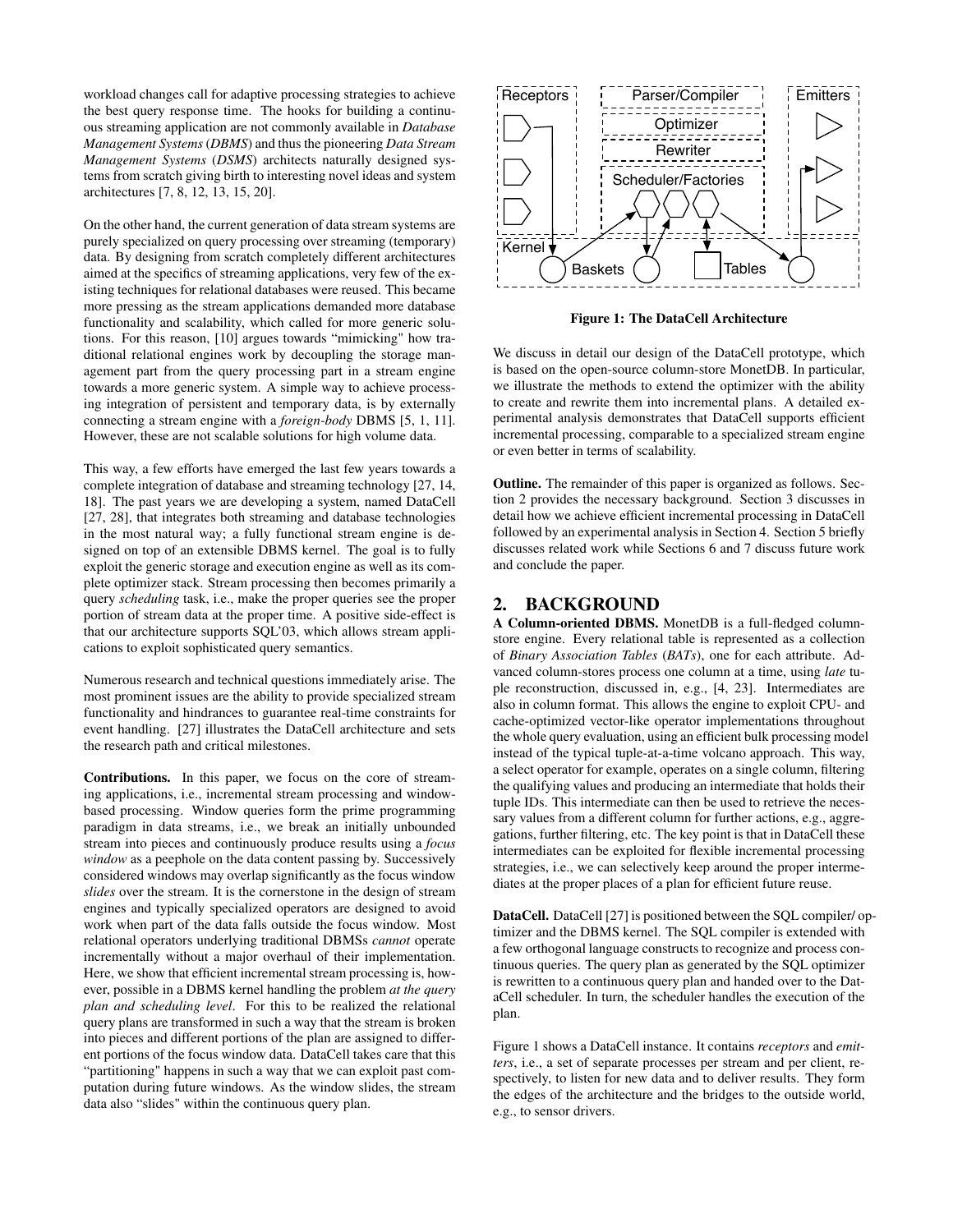workload changes call for adaptive processing strategies to achieve the best query response time. The hooks for building a continuous streaming application are not commonly available in *Database Management Systems* (*DBMS*) and thus the pioneering *Data Stream Management Systems* (*DSMS*) architects naturally designed systems from scratch giving birth to interesting novel ideas and system architectures [7, 8, 12, 13, 15, 20].

On the other hand, the current generation of data stream systems are purely specialized on query processing over streaming (temporary) data. By designing from scratch completely different architectures aimed at the specifics of streaming applications, very few of the existing techniques for relational databases were reused. This became more pressing as the stream applications demanded more database functionality and scalability, which called for more generic solutions. For this reason, [10] argues towards "mimicking" how traditional relational engines work by decoupling the storage management part from the query processing part in a stream engine towards a more generic system. A simple way to achieve processing integration of persistent and temporary data, is by externally connecting a stream engine with a *foreign-body* DBMS [5, 1, 11]. However, these are not scalable solutions for high volume data.

This way, a few efforts have emerged the last few years towards a complete integration of database and streaming technology [27, 14, 18]. The past years we are developing a system, named DataCell [27, 28], that integrates both streaming and database technologies in the most natural way; a fully functional stream engine is designed on top of an extensible DBMS kernel. The goal is to fully exploit the generic storage and execution engine as well as its complete optimizer stack. Stream processing then becomes primarily a query *scheduling* task, i.e., make the proper queries see the proper portion of stream data at the proper time. A positive side-effect is that our architecture supports SQL'03, which allows stream applications to exploit sophisticated query semantics.

Numerous research and technical questions immediately arise. The most prominent issues are the ability to provide specialized stream functionality and hindrances to guarantee real-time constraints for event handling. [27] illustrates the DataCell architecture and sets the research path and critical milestones.

**Contributions.** In this paper, we focus on the core of streaming applications, i.e., incremental stream processing and window-based processing. Window queries form the prime programming paradigm in data streams, i.e., we break an initially unbounded stream into pieces and continuously produce results using a *focus window* as a peephole on the data content passing by. Successively considered windows may overlap significantly as the focus window *slides* over the stream. It is the cornerstone in the design of stream engines and typically specialized operators are designed to avoid work when part of the data falls outside the focus window. Most relational operators underlying traditional DBMSs *cannot* operate incrementally without a major overhaul of their implementation. Here, we show that efficient incremental stream processing is, however, possible in a DBMS kernel handling the problem *at the query plan and scheduling level*. For this to be realized the relational query plans are transformed in such a way that the stream is broken into pieces and different portions of the plan are assigned to different portions of the focus window data. DataCell takes care that this "partitioning" happens in such a way that we can exploit past computation during future windows. As the window slides, the stream data also "slides" within the continuous query plan.

**Figure 1: The DataCell Architecture**

We discuss in detail our design of the DataCell prototype, which is based on the open-source column-store MonetDB. In particular, we illustrate the methods to extend the optimizer with the ability to create and rewrite them into incremental plans. A detailed experimental analysis demonstrates that DataCell supports efficient incremental processing, comparable to a specialized stream engine or even better in terms of scalability.

**Outline.** The remainder of this paper is organized as follows. Section 2 provides the necessary background. Section 3 discusses in detail how we achieve efficient incremental processing in DataCell followed by an experimental analysis in Section 4. Section 5 briefly discusses related work while Sections 6 and 7 discuss future work and conclude the paper.

## 2. BACKGROUND

**A Column-oriented DBMS.** MonetDB is a full-fledged column-store engine. Every relational table is represented as a collection of *Binary Association Tables* (*BATs*), one for each attribute. Advanced column-stores process one column at a time, using *late* tuple reconstruction, discussed in, e.g., [4, 23]. Intermediates are also in column format. This allows the engine to exploit CPU- and cache-optimized vector-like operator implementations throughout the whole query evaluation, using an efficient bulk processing model instead of the typical tuple-at-a-time volcano approach. This way, a select operator for example, operates on a single column, filtering the qualifying values and producing an intermediate that holds their tuple IDs. This intermediate can then be used to retrieve the necessary values from a different column for further actions, e.g., aggregations, further filtering, etc. The key point is that in DataCell these intermediates can be exploited for flexible incremental processing strategies, i.e., we can selectively keep around the proper intermediates at the proper places of a plan for efficient future reuse.

**DataCell.** DataCell [27] is positioned between the SQL compiler/ optimizer and the DBMS kernel. The SQL compiler is extended with a few orthogonal language constructs to recognize and process continuous queries. The query plan as generated by the SQL optimizer is rewritten to a continuous query plan and handed over to the DataCell scheduler. In turn, the scheduler handles the execution of the plan.

Figure 1 shows a DataCell instance. It contains *receptors* and *emitters*, i.e., a set of separate processes per stream and per client, respectively, to listen for new data and to deliver results. They form the edges of the architecture and the bridges to the outside world, e.g., to sensor drivers.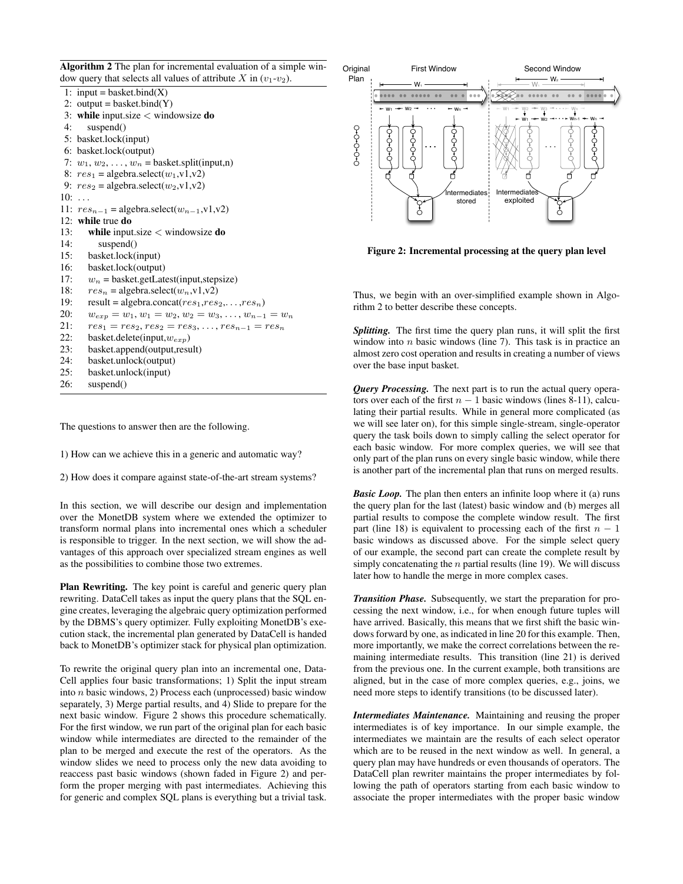**Algorithm 2** The plan for incremental evaluation of a simple window query that selects all values of attribute $X$ in ($v_1$-$v_2$).

```
1:  input = basket.bind(X)
2:  output = basket.bind(Y)
3:  while input.size < windowsize do
4:     suspend()
5:  basket.lock(input)
6:  basket.lock(output)
7:  w_1, w_2, ..., w_n = basket.split(input,n)
8:  res_1 = algebra.select(w_1,v1,v2)
9:  res_2 = algebra.select(w_2,v1,v2)
10: ...
11: res_{n-1} = algebra.select(w_{n-1},v1,v2)
12: while true do
13:    while input.size < windowsize do
14:       suspend()
15:    basket.lock(input)
16:    basket.lock(output)
17:    w_n = basket.getLatest(input,stepsize)
18:    res_n = algebra.select(w_n,v1,v2)
19:    result = algebra.concat(res_1,res_2,...,res_n)
20:    w_exp = w_1, w_1 = w_2, w_2 = w_3, ..., w_{n-1} = w_n
21:    res_1 = res_2, res_2 = res_3, ..., res_{n-1} = res_n
22:    basket.delete(input,w_exp)
23:    basket.append(output,result)
24:    basket.unlock(output)
25:    basket.unlock(input)
26:    suspend()
```

The questions to answer then are the following.

1) How can we achieve this in a generic and automatic way?

2) How does it compare against state-of-the-art stream systems?

In this section, we will describe our design and implementation over the MonetDB system where we extended the optimizer to transform normal plans into incremental ones which a scheduler is responsible to trigger. In the next section, we will show the advantages of this approach over specialized stream engines as well as the possibilities to combine those two extremes.

**Plan Rewriting.** The key point is careful and generic query plan rewriting. DataCell takes as input the query plans that the SQL engine creates, leveraging the algebraic query optimization performed by the DBMS's query optimizer. Fully exploiting MonetDB's execution stack, the incremental plan generated by DataCell is handed back to MonetDB's optimizer stack for physical plan optimization.

To rewrite the original query plan into an incremental one, DataCell applies four basic transformations; 1) Split the input stream into $n$ basic windows, 2) Process each (unprocessed) basic window separately, 3) Merge partial results, and 4) Slide to prepare for the next basic window. Figure 2 shows this procedure schematically. For the first window, we run part of the original plan for each basic window while intermediates are directed to the remainder of the plan to be merged and execute the rest of the operators. As the window slides we need to process only the new data avoiding to reaccess past basic windows (shown faded in Figure 2) and perform the proper merging with past intermediates. Achieving this for generic and complex SQL plans is everything but a trivial task.

**Figure 2: Incremental processing at the query plan level**

Thus, we begin with an over-simplified example shown in Algorithm 2 to better describe these concepts.

***Splitting.*** The first time the query plan runs, it will split the first window into $n$ basic windows (line 7). This task is in practice an almost zero cost operation and results in creating a number of views over the base input basket.

***Query Processing.*** The next part is to run the actual query operators over each of the first $n-1$ basic windows (lines 8-11), calculating their partial results. While in general more complicated (as we will see later on), for this simple single-stream, single-operator query the task boils down to simply calling the select operator for each basic window. For more complex queries, we will see that only part of the plan runs on every single basic window, while there is another part of the incremental plan that runs on merged results.

***Basic Loop.*** The plan then enters an infinite loop where it (a) runs the query plan for the last (latest) basic window and (b) merges all partial results to compose the complete window result. The first part (line 18) is equivalent to processing each of the first $n-1$ basic windows as discussed above. For the simple select query of our example, the second part can create the complete result by simply concatenating the $n$ partial results (line 19). We will discuss later how to handle the merge in more complex cases.

***Transition Phase.*** Subsequently, we start the preparation for processing the next window, i.e., for when enough future tuples will have arrived. Basically, this means that we first shift the basic windows forward by one, as indicated in line 20 for this example. Then, more importantly, we make the correct correlations between the remaining intermediate results. This transition (line 21) is derived from the previous one. In the current example, both transitions are aligned, but in the case of more complex queries, e.g., joins, we need more steps to identify transitions (to be discussed later).

***Intermediates Maintenance.*** Maintaining and reusing the proper intermediates is of key importance. In our simple example, the intermediates we maintain are the results of each select operator which are to be reused in the next window as well. In general, a query plan may have hundreds or even thousands of operators. The DataCell plan rewriter maintains the proper intermediates by following the path of operators starting from each basic window to associate the proper intermediates with the proper basic window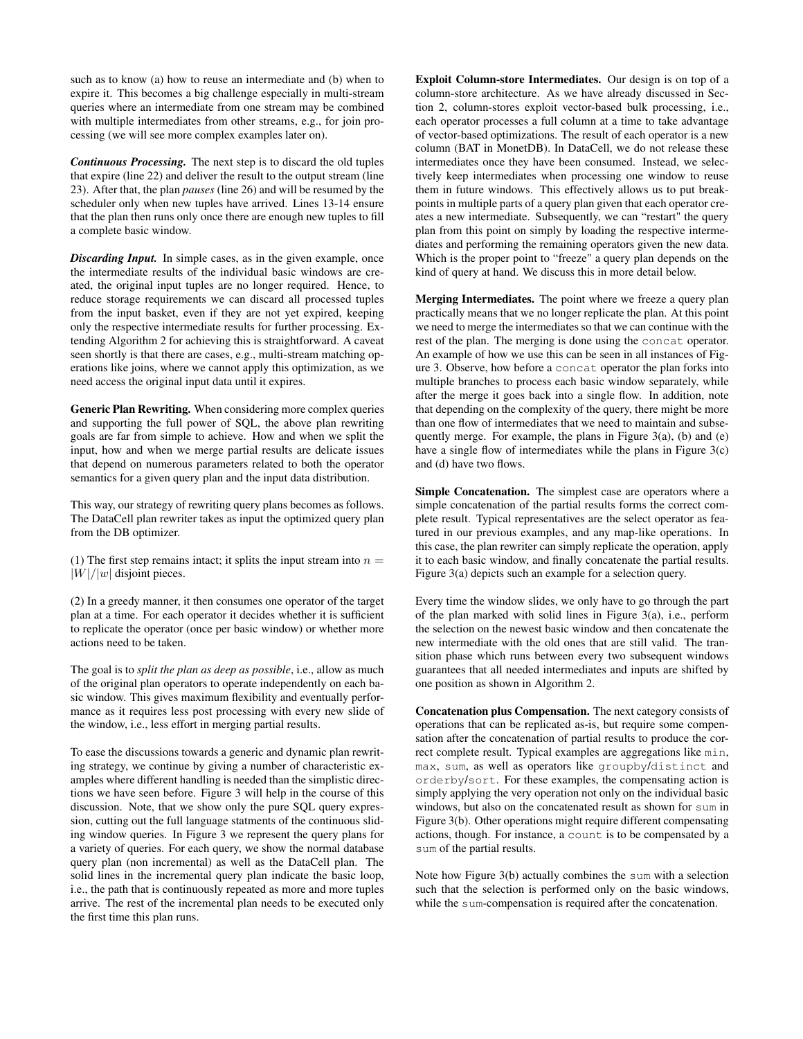such as to know (a) how to reuse an intermediate and (b) when to expire it. This becomes a big challenge especially in multi-stream queries where an intermediate from one stream may be combined with multiple intermediates from other streams, e.g., for join processing (we will see more complex examples later on).

***Continuous Processing.*** The next step is to discard the old tuples that expire (line 22) and deliver the result to the output stream (line 23). After that, the plan *pauses* (line 26) and will be resumed by the scheduler only when new tuples have arrived. Lines 13-14 ensure that the plan then runs only once there are enough new tuples to fill a complete basic window.

***Discarding Input.*** In simple cases, as in the given example, once the intermediate results of the individual basic windows are created, the original input tuples are no longer required. Hence, to reduce storage requirements we can discard all processed tuples from the input basket, even if they are not yet expired, keeping only the respective intermediate results for further processing. Extending Algorithm 2 for achieving this is straightforward. A caveat seen shortly is that there are cases, e.g., multi-stream matching operations like joins, where we cannot apply this optimization, as we need access the original input data until it expires.

**Generic Plan Rewriting.** When considering more complex queries and supporting the full power of SQL, the above plan rewriting goals are far from simple to achieve. How and when we split the input, how and when we merge partial results are delicate issues that depend on numerous parameters related to both the operator semantics for a given query plan and the input data distribution.

This way, our strategy of rewriting query plans becomes as follows. The DataCell plan rewriter takes as input the optimized query plan from the DB optimizer.

(1) The first step remains intact; it splits the input stream into $n = |W|/|w|$ disjoint pieces.

(2) In a greedy manner, it then consumes one operator of the target plan at a time. For each operator it decides whether it is sufficient to replicate the operator (once per basic window) or whether more actions need to be taken.

The goal is to *split the plan as deep as possible*, i.e., allow as much of the original plan operators to operate independently on each basic window. This gives maximum flexibility and eventually performance as it requires less post processing with every new slide of the window, i.e., less effort in merging partial results.

To ease the discussions towards a generic and dynamic plan rewriting strategy, we continue by giving a number of characteristic examples where different handling is needed than the simplistic directions we have seen before. Figure 3 will help in the course of this discussion. Note, that we show only the pure SQL query expression, cutting out the full language statments of the continuous sliding window queries. In Figure 3 we represent the query plans for a variety of queries. For each query, we show the normal database query plan (non incremental) as well as the DataCell plan. The solid lines in the incremental query plan indicate the basic loop, i.e., the path that is continuously repeated as more and more tuples arrive. The rest of the incremental plan needs to be executed only the first time this plan runs.

**Exploit Column-store Intermediates.** Our design is on top of a column-store architecture. As we have already discussed in Section 2, column-stores exploit vector-based bulk processing, i.e., each operator processes a full column at a time to take advantage of vector-based optimizations. The result of each operator is a new column (BAT in MonetDB). In DataCell, we do not release these intermediates once they have been consumed. Instead, we selectively keep intermediates when processing one window to reuse them in future windows. This effectively allows us to put breakpoints in multiple parts of a query plan given that each operator creates a new intermediate. Subsequently, we can "restart" the query plan from this point on simply by loading the respective intermediates and performing the remaining operators given the new data. Which is the proper point to "freeze" a query plan depends on the kind of query at hand. We discuss this in more detail below.

**Merging Intermediates.** The point where we freeze a query plan practically means that we no longer replicate the plan. At this point we need to merge the intermediates so that we can continue with the rest of the plan. The merging is done using the `concat` operator. An example of how we use this can be seen in all instances of Figure 3. Observe, how before a `concat` operator the plan forks into multiple branches to process each basic window separately, while after the merge it goes back into a single flow. In addition, note that depending on the complexity of the query, there might be more than one flow of intermediates that we need to maintain and subsequently merge. For example, the plans in Figure 3(a), (b) and (e) have a single flow of intermediates while the plans in Figure 3(c) and (d) have two flows.

**Simple Concatenation.** The simplest case are operators where a simple concatenation of the partial results forms the correct complete result. Typical representatives are the select operator as featured in our previous examples, and any map-like operations. In this case, the plan rewriter can simply replicate the operation, apply it to each basic window, and finally concatenate the partial results. Figure 3(a) depicts such an example for a selection query.

Every time the window slides, we only have to go through the part of the plan marked with solid lines in Figure 3(a), i.e., perform the selection on the newest basic window and then concatenate the new intermediate with the old ones that are still valid. The transition phase which runs between every two subsequent windows guarantees that all needed intermediates and inputs are shifted by one position as shown in Algorithm 2.

**Concatenation plus Compensation.** The next category consists of operations that can be replicated as-is, but require some compensation after the concatenation of partial results to produce the correct complete result. Typical examples are aggregations like `min`, `max`, `sum`, as well as operators like `groupby`/`distinct` and `orderby`/`sort`. For these examples, the compensating action is simply applying the very operation not only on the individual basic windows, but also on the concatenated result as shown for `sum` in Figure 3(b). Other operations might require different compensating actions, though. For instance, a `count` is to be compensated by a `sum` of the partial results.

Note how Figure 3(b) actually combines the `sum` with a selection such that the selection is performed only on the basic windows, while the `sum`-compensation is required after the concatenation.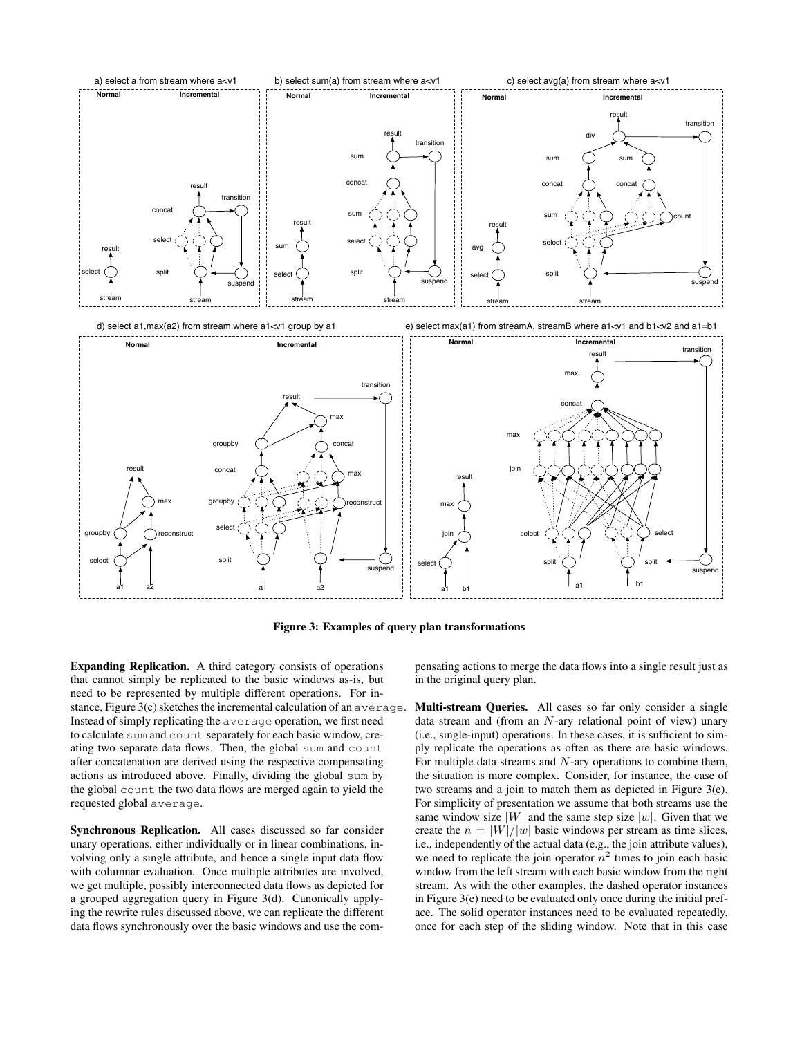a) select a from stream where a<v1

Normal

Incremental

result
select
stream

result
concat
transition
select
split
suspend
stream

b) select sum(a) from stream where a<v1

Normal

Incremental

result
sum
select
stream

result
sum
transition
concat
sum
select
split
suspend
stream

c) select avg(a) from stream where a<v1

Normal

Incremental

result
avg
select
stream

result
div
transition
sum
sum
concat
concat
sum
count
select
split
suspend
stream

d) select a1,max(a2) from stream where a1<v1 group by a1

Normal

Incremental

result
max
groupby
reconstruct
select
a1
a2

result
transition
max
groupby
concat
concat
max
groupby
reconstruct
select
split
suspend
a1
a2

e) select max(a1) from streamA, streamB where a1<v1 and b1<v2 and a1=b1

Normal

Incremental

result
max
join
select
a1
b1

result
transition
max
concat
max
join
select
select
split
split
suspend
a1
b1

**Figure 3: Examples of query plan transformations**

**Expanding Replication.** A third category consists of operations that cannot simply be replicated to the basic windows as-is, but need to be represented by multiple different operations. For instance, Figure 3(c) sketches the incremental calculation of an `average`. Instead of simply replicating the `average` operation, we first need to calculate `sum` and `count` separately for each basic window, creating two separate data flows. Then, the global `sum` and `count` after concatenation are derived using the respective compensating actions as introduced above. Finally, dividing the global `sum` by the global `count` the two data flows are merged again to yield the requested global `average`.

**Synchronous Replication.** All cases discussed so far consider unary operations, either individually or in linear combinations, involving only a single attribute, and hence a single input data flow with columnar evaluation. Once multiple attributes are involved, we get multiple, possibly interconnected data flows as depicted for a grouped aggregation query in Figure 3(d). Canonically applying the rewrite rules discussed above, we can replicate the different data flows synchronously over the basic windows and use the compensating actions to merge the data flows into a single result just as in the original query plan.

**Multi-stream Queries.** All cases so far only consider a single data stream and (from an $N$-ary relational point of view) unary (i.e., single-input) operations. In these cases, it is sufficient to simply replicate the operations as often as there are basic windows. For multiple data streams and $N$-ary operations to combine them, the situation is more complex. Consider, for instance, the case of two streams and a join to match them as depicted in Figure 3(e). For simplicity of presentation we assume that both streams use the same window size $|W|$ and the same step size $|w|$. Given that we create the $n = |W|/|w|$ basic windows per stream as time slices, i.e., independently of the actual data (e.g., the join attribute values), we need to replicate the join operator $n^2$ times to join each basic window from the left stream with each basic window from the right stream. As with the other examples, the dashed operator instances in Figure 3(e) need to be evaluated only once during the initial preface. The solid operator instances need to be evaluated repeatedly, once for each step of the sliding window. Note that in this case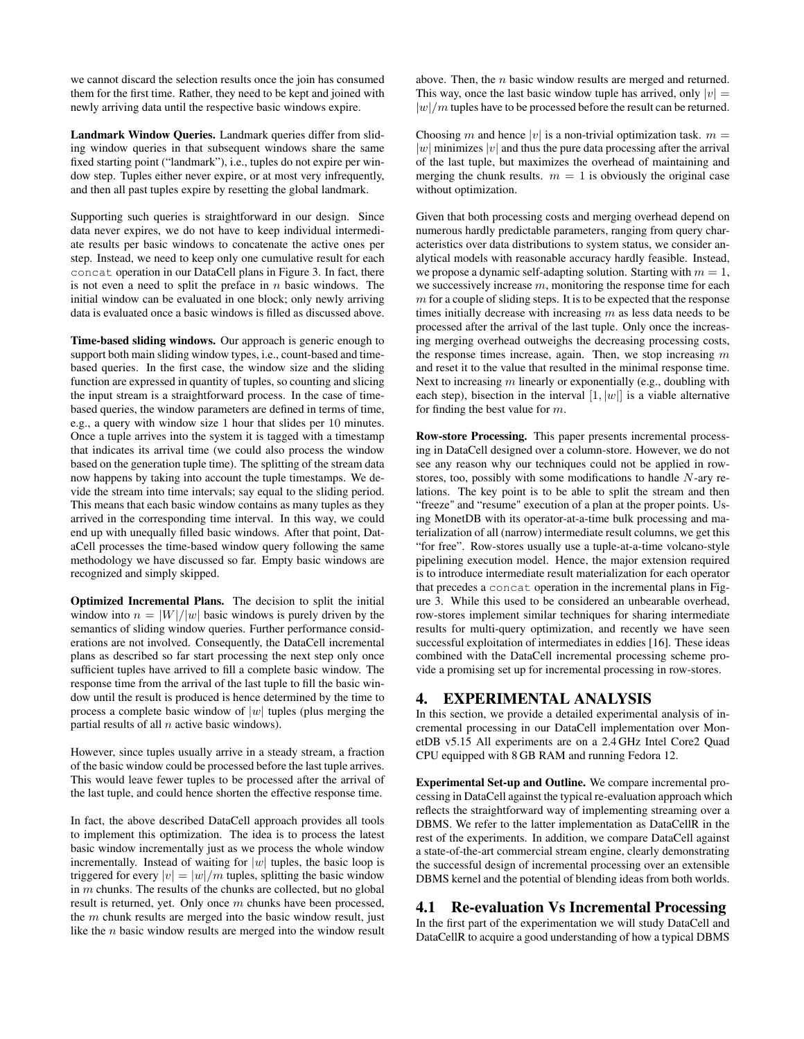we cannot discard the selection results once the join has consumed them for the first time. Rather, they need to be kept and joined with newly arriving data until the respective basic windows expire.

**Landmark Window Queries.** Landmark queries differ from sliding window queries in that subsequent windows share the same fixed starting point ("landmark"), i.e., tuples do not expire per window step. Tuples either never expire, or at most very infrequently, and then all past tuples expire by resetting the global landmark.

Supporting such queries is straightforward in our design. Since data never expires, we do not have to keep individual intermediate results per basic windows to concatenate the active ones per step. Instead, we need to keep only one cumulative result for each `concat` operation in our DataCell plans in Figure 3. In fact, there is not even a need to split the preface in $n$ basic windows. The initial window can be evaluated in one block; only newly arriving data is evaluated once a basic windows is filled as discussed above.

**Time-based sliding windows.** Our approach is generic enough to support both main sliding window types, i.e., count-based and time-based queries. In the first case, the window size and the sliding function are expressed in quantity of tuples, so counting and slicing the input stream is a straightforward process. In the case of time-based queries, the window parameters are defined in terms of time, e.g., a query with window size 1 hour that slides per 10 minutes. Once a tuple arrives into the system it is tagged with a timestamp that indicates its arrival time (we could also process the window based on the generation tuple time). The splitting of the stream data now happens by taking into account the tuple timestamps. We devide the stream into time intervals; say equal to the sliding period. This means that each basic window contains as many tuples as they arrived in the corresponding time interval. In this way, we could end up with unequally filled basic windows. After that point, DataCell processes the time-based window query following the same methodology we have discussed so far. Empty basic windows are recognized and simply skipped.

**Optimized Incremental Plans.** The decision to split the initial window into $n = |W|/|w|$ basic windows is purely driven by the semantics of sliding window queries. Further performance considerations are not involved. Consequently, the DataCell incremental plans as described so far start processing the next step only once sufficient tuples have arrived to fill a complete basic window. The response time from the arrival of the last tuple to fill the basic window until the result is produced is hence determined by the time to process a complete basic window of $|w|$ tuples (plus merging the partial results of all $n$ active basic windows).

However, since tuples usually arrive in a steady stream, a fraction of the basic window could be processed before the last tuple arrives. This would leave fewer tuples to be processed after the arrival of the last tuple, and could hence shorten the effective response time.

In fact, the above described DataCell approach provides all tools to implement this optimization. The idea is to process the latest basic window incrementally just as we process the whole window incrementally. Instead of waiting for $|w|$ tuples, the basic loop is triggered for every $|v| = |w|/m$ tuples, splitting the basic window in $m$ chunks. The results of the chunks are collected, but no global result is returned, yet. Only once $m$ chunks have been processed, the $m$ chunk results are merged into the basic window result, just like the $n$ basic window results are merged into the window result above. Then, the $n$ basic window results are merged and returned. This way, once the last basic window tuple has arrived, only $|v| = |w|/m$ tuples have to be processed before the result can be returned.

Choosing $m$ and hence $|v|$ is a non-trivial optimization task. $m = |w|$ minimizes $|v|$ and thus the pure data processing after the arrival of the last tuple, but maximizes the overhead of maintaining and merging the chunk results. $m = 1$ is obviously the original case without optimization.

Given that both processing costs and merging overhead depend on numerous hardly predictable parameters, ranging from query characteristics over data distributions to system status, we consider analytical models with reasonable accuracy hardly feasible. Instead, we propose a dynamic self-adapting solution. Starting with $m = 1$, we successively increase $m$, monitoring the response time for each $m$ for a couple of sliding steps. It is to be expected that the response times initially decrease with increasing $m$ as less data needs to be processed after the arrival of the last tuple. Only once the increasing merging overhead outweighs the decreasing processing costs, the response times increase, again. Then, we stop increasing $m$ and reset it to the value that resulted in the minimal response time. Next to increasing $m$ linearly or exponentially (e.g., doubling with each step), bisection in the interval $[1, |w|]$ is a viable alternative for finding the best value for $m$.

**Row-store Processing.** This paper presents incremental processing in DataCell designed over a column-store. However, we do not see any reason why our techniques could not be applied in row-stores, too, possibly with some modifications to handle $N$-ary relations. The key point is to be able to split the stream and then "freeze" and "resume" execution of a plan at the proper points. Using MonetDB with its operator-at-a-time bulk processing and materialization of all (narrow) intermediate result columns, we get this "for free". Row-stores usually use a tuple-at-a-time volcano-style pipelining execution model. Hence, the major extension required is to introduce intermediate result materialization for each operator that precedes a `concat` operation in the incremental plans in Figure 3. While this used to be considered an unbearable overhead, row-stores implement similar techniques for sharing intermediate results for multi-query optimization, and recently we have seen successful exploitation of intermediates in eddies [16]. These ideas combined with the DataCell incremental processing scheme provide a promising set up for incremental processing in row-stores.

# 4. EXPERIMENTAL ANALYSIS

In this section, we provide a detailed experimental analysis of incremental processing in our DataCell implementation over MonetDB v5.15 All experiments are on a 2.4 GHz Intel Core2 Quad CPU equipped with 8 GB RAM and running Fedora 12.

**Experimental Set-up and Outline.** We compare incremental processing in DataCell against the typical re-evaluation approach which reflects the straightforward way of implementing streaming over a DBMS. We refer to the latter implementation as DataCellR in the rest of the experiments. In addition, we compare DataCell against a state-of-the-art commercial stream engine, clearly demonstrating the successful design of incremental processing over an extensible DBMS kernel and the potential of blending ideas from both worlds.

## 4.1 Re-evaluation Vs Incremental Processing

In the first part of the experimentation we will study DataCell and DataCellR to acquire a good understanding of how a typical DBMS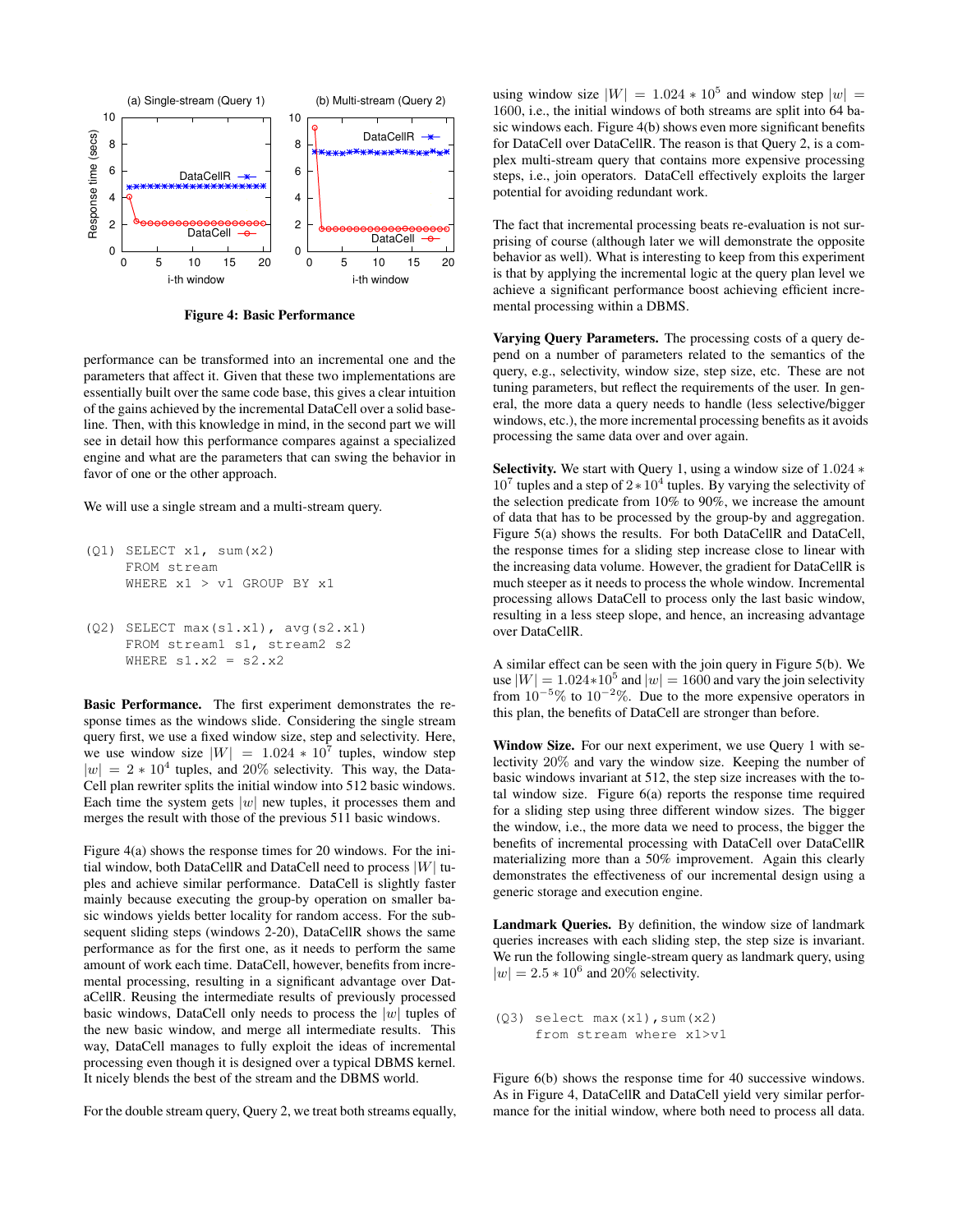Figure 4: Basic Performance

performance can be transformed into an incremental one and the parameters that affect it. Given that these two implementations are essentially built over the same code base, this gives a clear intuition of the gains achieved by the incremental DataCell over a solid baseline. Then, with this knowledge in mind, in the second part we will see in detail how this performance compares against a specialized engine and what are the parameters that can swing the behavior in favor of one or the other approach.

We will use a single stream and a multi-stream query.

```
(Q1) SELECT x1, sum(x2)
     FROM stream
     WHERE x1 > v1 GROUP BY x1

(Q2) SELECT max(s1.x1), avg(s2.x1)
     FROM stream1 s1, stream2 s2
     WHERE s1.x2 = s2.x2
```

**Basic Performance.** The first experiment demonstrates the response times as the windows slide. Considering the single stream query first, we use a fixed window size, step and selectivity. Here, we use window size $|W| = 1.024 * 10^7$ tuples, window step $|w| = 2 * 10^4$ tuples, and 20% selectivity. This way, the DataCell plan rewriter splits the initial window into 512 basic windows. Each time the system gets $|w|$ new tuples, it processes them and merges the result with those of the previous 511 basic windows.

Figure 4(a) shows the response times for 20 windows. For the initial window, both DataCellR and DataCell need to process $|W|$ tuples and achieve similar performance. DataCell is slightly faster mainly because executing the group-by operation on smaller basic windows yields better locality for random access. For the subsequent sliding steps (windows 2-20), DataCellR shows the same performance as for the first one, as it needs to perform the same amount of work each time. DataCell, however, benefits from incremental processing, resulting in a significant advantage over DataCellR. Reusing the intermediate results of previously processed basic windows, DataCell only needs to process the $|w|$ tuples of the new basic window, and merge all intermediate results. This way, DataCell manages to fully exploit the ideas of incremental processing even though it is designed over a typical DBMS kernel. It nicely blends the best of the stream and the DBMS world.

For the double stream query, Query 2, we treat both streams equally, using window size $|W| = 1.024 * 10^5$ and window step $|w| = 1600$, i.e., the initial windows of both streams are split into 64 basic windows each. Figure 4(b) shows even more significant benefits for DataCell over DataCellR. The reason is that Query 2, is a complex multi-stream query that contains more expensive processing steps, i.e., join operators. DataCell effectively exploits the larger potential for avoiding redundant work.

The fact that incremental processing beats re-evaluation is not surprising of course (although later we will demonstrate the opposite behavior as well). What is interesting to keep from this experiment is that by applying the incremental logic at the query plan level we achieve a significant performance boost achieving efficient incremental processing within a DBMS.

**Varying Query Parameters.** The processing costs of a query depend on a number of parameters related to the semantics of the query, e.g., selectivity, window size, step size, etc. These are not tuning parameters, but reflect the requirements of the user. In general, the more data a query needs to handle (less selective/bigger windows, etc.), the more incremental processing benefits as it avoids processing the same data over and over again.

**Selectivity.** We start with Query 1, using a window size of $1.024 * 10^7$ tuples and a step of $2 * 10^4$ tuples. By varying the selectivity of the selection predicate from 10% to 90%, we increase the amount of data that has to be processed by the group-by and aggregation. Figure 5(a) shows the results. For both DataCellR and DataCell, the response times for a sliding step increase close to linear with the increasing data volume. However, the gradient for DataCellR is much steeper as it needs to process the whole window. Incremental processing allows DataCell to process only the last basic window, resulting in a less steep slope, and hence, an increasing advantage over DataCellR.

A similar effect can be seen with the join query in Figure 5(b). We use $|W| = 1.024 * 10^5$ and $|w| = 1600$ and vary the join selectivity from $10^{-5}$% to $10^{-2}$%. Due to the more expensive operators in this plan, the benefits of DataCell are stronger than before.

**Window Size.** For our next experiment, we use Query 1 with selectivity 20% and vary the window size. Keeping the number of basic windows invariant at 512, the step size increases with the total window size. Figure 6(a) reports the response time required for a sliding step using three different window sizes. The bigger the window, i.e., the more data we need to process, the bigger the benefits of incremental processing with DataCell over DataCellR materializing more than a 50% improvement. Again this clearly demonstrates the effectiveness of our incremental design using a generic storage and execution engine.

**Landmark Queries.** By definition, the window size of landmark queries increases with each sliding step, the step size is invariant. We run the following single-stream query as landmark query, using $|w| = 2.5 * 10^6$ and 20% selectivity.

```
(Q3) select max(x1),sum(x2)
     from stream where x1>v1
```

Figure 6(b) shows the response time for 40 successive windows. As in Figure 4, DataCellR and DataCell yield very similar performance for the initial window, where both need to process all data.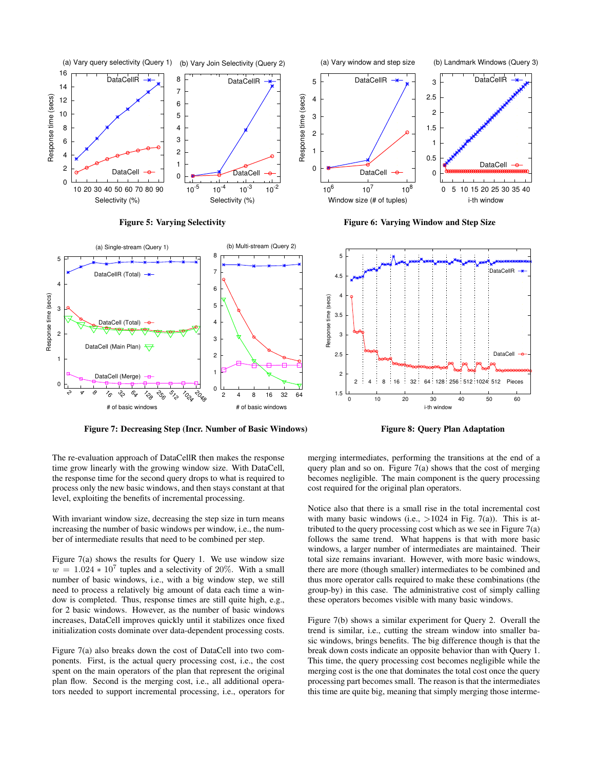**Figure 5: Varying Selectivity**

**Figure 6: Varying Window and Step Size**

**Figure 7: Decreasing Step (Incr. Number of Basic Windows)**

**Figure 8: Query Plan Adaptation**

The re-evaluation approach of DataCellR then makes the response time grow linearly with the growing window size. With DataCell, the response time for the second query drops to what is required to process only the new basic windows, and then stays constant at that level, exploiting the benefits of incremental processing.

With invariant window size, decreasing the step size in turn means increasing the number of basic windows per window, i.e., the number of intermediate results that need to be combined per step.

Figure 7(a) shows the results for Query 1. We use window size $w = 1.024 * 10^7$ tuples and a selectivity of 20%. With a small number of basic windows, i.e., with a big window step, we still need to process a relatively big amount of data each time a window is completed. Thus, response times are still quite high, e.g., for 2 basic windows. However, as the number of basic windows increases, DataCell improves quickly until it stabilizes once fixed initialization costs dominate over data-dependent processing costs.

Figure 7(a) also breaks down the cost of DataCell into two components. First, is the actual query processing cost, i.e., the cost spent on the main operators of the plan that represent the original plan flow. Second is the merging cost, i.e., all additional operators needed to support incremental processing, i.e., operators for merging intermediates, performing the transitions at the end of a query plan and so on. Figure 7(a) shows that the cost of merging becomes negligible. The main component is the query processing cost required for the original plan operators.

Notice also that there is a small rise in the total incremental cost with many basic windows (i.e., >1024 in Fig. 7(a)). This is attributed to the query processing cost which as we see in Figure 7(a) follows the same trend. What happens is that with more basic windows, a larger number of intermediates are maintained. Their total size remains invariant. However, with more basic windows, there are more (though smaller) intermediates to be combined and thus more operator calls required to make these combinations (the group-by) in this case. The administrative cost of simply calling these operators becomes visible with many basic windows.

Figure 7(b) shows a similar experiment for Query 2. Overall the trend is similar, i.e., cutting the stream window into smaller basic windows, brings benefits. The big difference though is that the break down costs indicate an opposite behavior than with Query 1. This time, the query processing cost becomes negligible while the merging cost is the one that dominates the total cost once the query processing part becomes small. The reason is that the intermediates this time are quite big, meaning that simply merging those interme-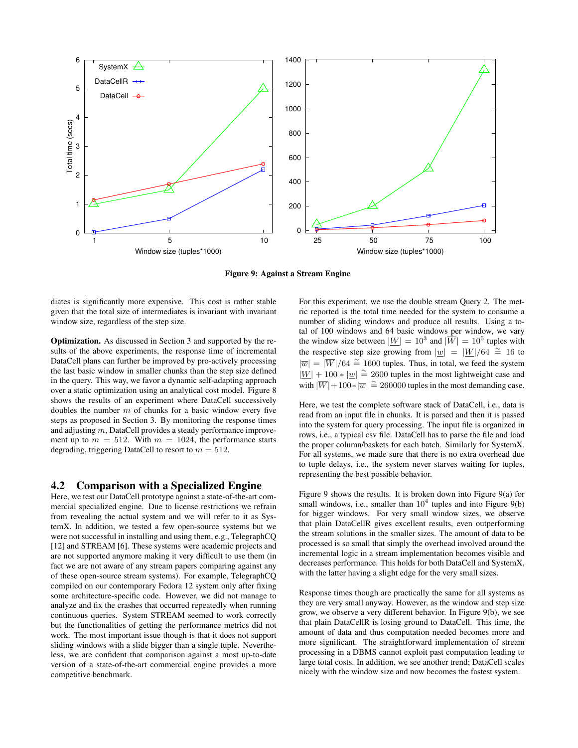Figure 9: Against a Stream Engine

diates is significantly more expensive. This cost is rather stable given that the total size of intermediates is invariant with invariant window size, regardless of the step size.

**Optimization.** As discussed in Section 3 and supported by the results of the above experiments, the response time of incremental DataCell plans can further be improved by pro-actively processing the last basic window in smaller chunks than the step size defined in the query. This way, we favor a dynamic self-adapting approach over a static optimization using an analytical cost model. Figure 8 shows the results of an experiment where DataCell successively doubles the number $m$ of chunks for a basic window every five steps as proposed in Section 3. By monitoring the response times and adjusting $m$, DataCell provides a steady performance improvement up to $m = 512$. With $m = 1024$, the performance starts degrading, triggering DataCell to resort to $m = 512$.

## 4.2 Comparison with a Specialized Engine

Here, we test our DataCell prototype against a state-of-the-art commercial specialized engine. Due to license restrictions we refrain from revealing the actual system and we will refer to it as SystemX. In addition, we tested a few open-source systems but we were not successful in installing and using them, e.g., TelegraphCQ [12] and STREAM [6]. These systems were academic projects and are not supported anymore making it very difficult to use them (in fact we are not aware of any stream papers comparing against any of these open-source stream systems). For example, TelegraphCQ compiled on our contemporary Fedora 12 system only after fixing some architecture-specific code. However, we did not manage to analyze and fix the crashes that occurred repeatedly when running continuous queries. System STREAM seemed to work correctly but the functionalities of getting the performance metrics did not work. The most important issue though is that it does not support sliding windows with a slide bigger than a single tuple. Nevertheless, we are confident that comparison against a most up-to-date version of a state-of-the-art commercial engine provides a more competitive benchmark.

For this experiment, we use the double stream Query 2. The metric reported is the total time needed for the system to consume a number of sliding windows and produce all results. Using a total of 100 windows and 64 basic windows per window, we vary the window size between $|\underline{W}| = 10^3$ and $|\overline{W}| = 10^5$ tuples with the respective step size growing from $|\underline{w}| = |\underline{W}|/64 \cong 16$ to $|\overline{w}| = |\overline{W}|/64 \cong 1600$ tuples. Thus, in total, we feed the system $|\underline{W}| + 100 * |\underline{w}| \cong 2600$ tuples in the most lightweight case and with $|\overline{W}| + 100 * |\overline{w}| \cong 260000$ tuples in the most demanding case.

Here, we test the complete software stack of DataCell, i.e., data is read from an input file in chunks. It is parsed and then it is passed into the system for query processing. The input file is organized in rows, i.e., a typical csv file. DataCell has to parse the file and load the proper column/baskets for each batch. Similarly for SystemX. For all systems, we made sure that there is no extra overhead due to tuple delays, i.e., the system never starves waiting for tuples, representing the best possible behavior.

Figure 9 shows the results. It is broken down into Figure 9(a) for small windows, i.e., smaller than $10^4$ tuples and into Figure 9(b) for bigger windows. For very small window sizes, we observe that plain DataCellR gives excellent results, even outperforming the stream solutions in the smaller sizes. The amount of data to be processed is so small that simply the overhead involved around the incremental logic in a stream implementation becomes visible and decreases performance. This holds for both DataCell and SystemX, with the latter having a slight edge for the very small sizes.

Response times though are practically the same for all systems as they are very small anyway. However, as the window and step size grow, we observe a very different behavior. In Figure 9(b), we see that plain DataCellR is losing ground to DataCell. This time, the amount of data and thus computation needed becomes more and more significant. The straightforward implementation of stream processing in a DBMS cannot exploit past computation leading to large total costs. In addition, we see another trend; DataCell scales nicely with the window size and now becomes the fastest system.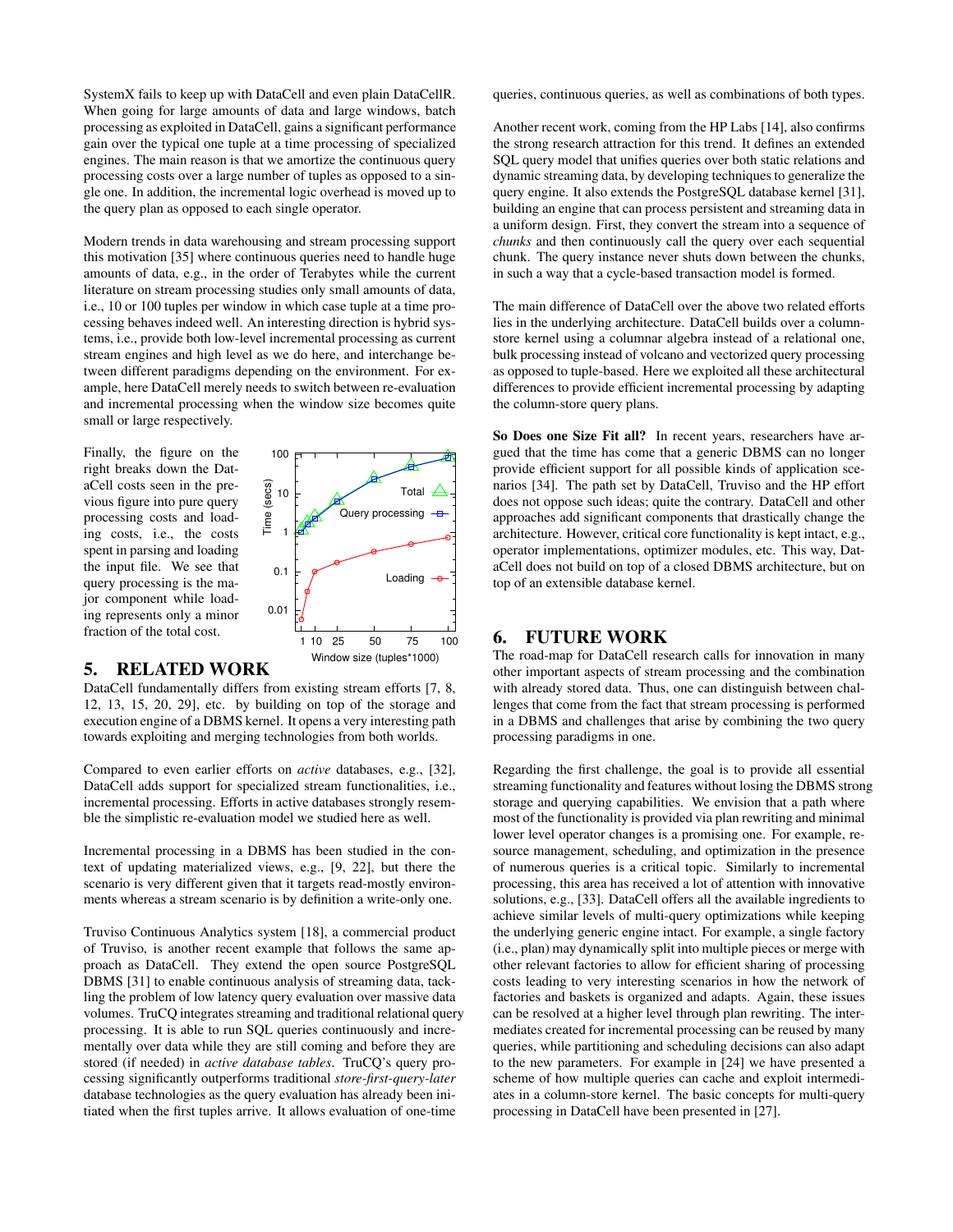SystemX fails to keep up with DataCell and even plain DataCellR. When going for large amounts of data and large windows, batch processing as exploited in DataCell, gains a significant performance gain over the typical one tuple at a time processing of specialized engines. The main reason is that we amortize the continuous query processing costs over a large number of tuples as opposed to a single one. In addition, the incremental logic overhead is moved up to the query plan as opposed to each single operator.

Modern trends in data warehousing and stream processing support this motivation [35] where continuous queries need to handle huge amounts of data, e.g., in the order of Terabytes while the current literature on stream processing studies only small amounts of data, i.e., 10 or 100 tuples per window in which case tuple at a time processing behaves indeed well. An interesting direction is hybrid systems, i.e., provide both low-level incremental processing as current stream engines and high level as we do here, and interchange between different paradigms depending on the environment. For example, here DataCell merely needs to switch between re-evaluation and incremental processing when the window size becomes quite small or large respectively.

Finally, the figure on the right breaks down the DataCell costs seen in the previous figure into pure query processing costs and loading costs, i.e., the costs spent in parsing and loading the input file. We see that query processing is the major component while loading represents only a minor fraction of the total cost.

Time (secs)
100
10
1
0.1
0.01
1 10 25 50 75 100
Window size (tuples*1000)
Total
Query processing
Loading

## 5. RELATED WORK

DataCell fundamentally differs from existing stream efforts [7, 8, 12, 13, 15, 20, 29], etc. by building on top of the storage and execution engine of a DBMS kernel. It opens a very interesting path towards exploiting and merging technologies from both worlds.

Compared to even earlier efforts on *active* databases, e.g., [32], DataCell adds support for specialized stream functionalities, i.e., incremental processing. Efforts in active databases strongly resemble the simplistic re-evaluation model we studied here as well.

Incremental processing in a DBMS has been studied in the context of updating materialized views, e.g., [9, 22], but there the scenario is very different given that it targets read-mostly environments whereas a stream scenario is by definition a write-only one.

Truviso Continuous Analytics system [18], a commercial product of Truviso, is another recent example that follows the same approach as DataCell. They extend the open source PostgreSQL DBMS [31] to enable continuous analysis of streaming data, tackling the problem of low latency query evaluation over massive data volumes. TruCQ integrates streaming and traditional relational query processing. It is able to run SQL queries continuously and incrementally over data while they are still coming and before they are stored (if needed) in *active database tables*. TruCQ's query processing significantly outperforms traditional *store-first-query-later* database technologies as the query evaluation has already been initiated when the first tuples arrive. It allows evaluation of one-time queries, continuous queries, as well as combinations of both types.

Another recent work, coming from the HP Labs [14], also confirms the strong research attraction for this trend. It defines an extended SQL query model that unifies queries over both static relations and dynamic streaming data, by developing techniques to generalize the query engine. It also extends the PostgreSQL database kernel [31], building an engine that can process persistent and streaming data in a uniform design. First, they convert the stream into a sequence of *chunks* and then continuously call the query over each sequential chunk. The query instance never shuts down between the chunks, in such a way that a cycle-based transaction model is formed.

The main difference of DataCell over the above two related efforts lies in the underlying architecture. DataCell builds over a column-store kernel using a columnar algebra instead of a relational one, bulk processing instead of volcano and vectorized query processing as opposed to tuple-based. Here we exploited all these architectural differences to provide efficient incremental processing by adapting the column-store query plans.

**So Does one Size Fit all?** In recent years, researchers have argued that the time has come that a generic DBMS can no longer provide efficient support for all possible kinds of application scenarios [34]. The path set by DataCell, Truviso and the HP effort does not oppose such ideas; quite the contrary. DataCell and other approaches add significant components that drastically change the architecture. However, critical core functionality is kept intact, e.g., operator implementations, optimizer modules, etc. This way, DataCell does not build on top of a closed DBMS architecture, but on top of an extensible database kernel.

## 6. FUTURE WORK

The road-map for DataCell research calls for innovation in many other important aspects of stream processing and the combination with already stored data. Thus, one can distinguish between challenges that come from the fact that stream processing is performed in a DBMS and challenges that arise by combining the two query processing paradigms in one.

Regarding the first challenge, the goal is to provide all essential streaming functionality and features without losing the DBMS strong storage and querying capabilities. We envision that a path where most of the functionality is provided via plan rewriting and minimal lower level operator changes is a promising one. For example, resource management, scheduling, and optimization in the presence of numerous queries is a critical topic. Similarly to incremental processing, this area has received a lot of attention with innovative solutions, e.g., [33]. DataCell offers all the available ingredients to achieve similar levels of multi-query optimizations while keeping the underlying generic engine intact. For example, a single factory (i.e., plan) may dynamically split into multiple pieces or merge with other relevant factories to allow for efficient sharing of processing costs leading to very interesting scenarios in how the network of factories and baskets is organized and adapts. Again, these issues can be resolved at a higher level through plan rewriting. The intermediates created for incremental processing can be reused by many queries, while partitioning and scheduling decisions can also adapt to the new parameters. For example in [24] we have presented a scheme of how multiple queries can cache and exploit intermediates in a column-store kernel. The basic concepts for multi-query processing in DataCell have been presented in [27].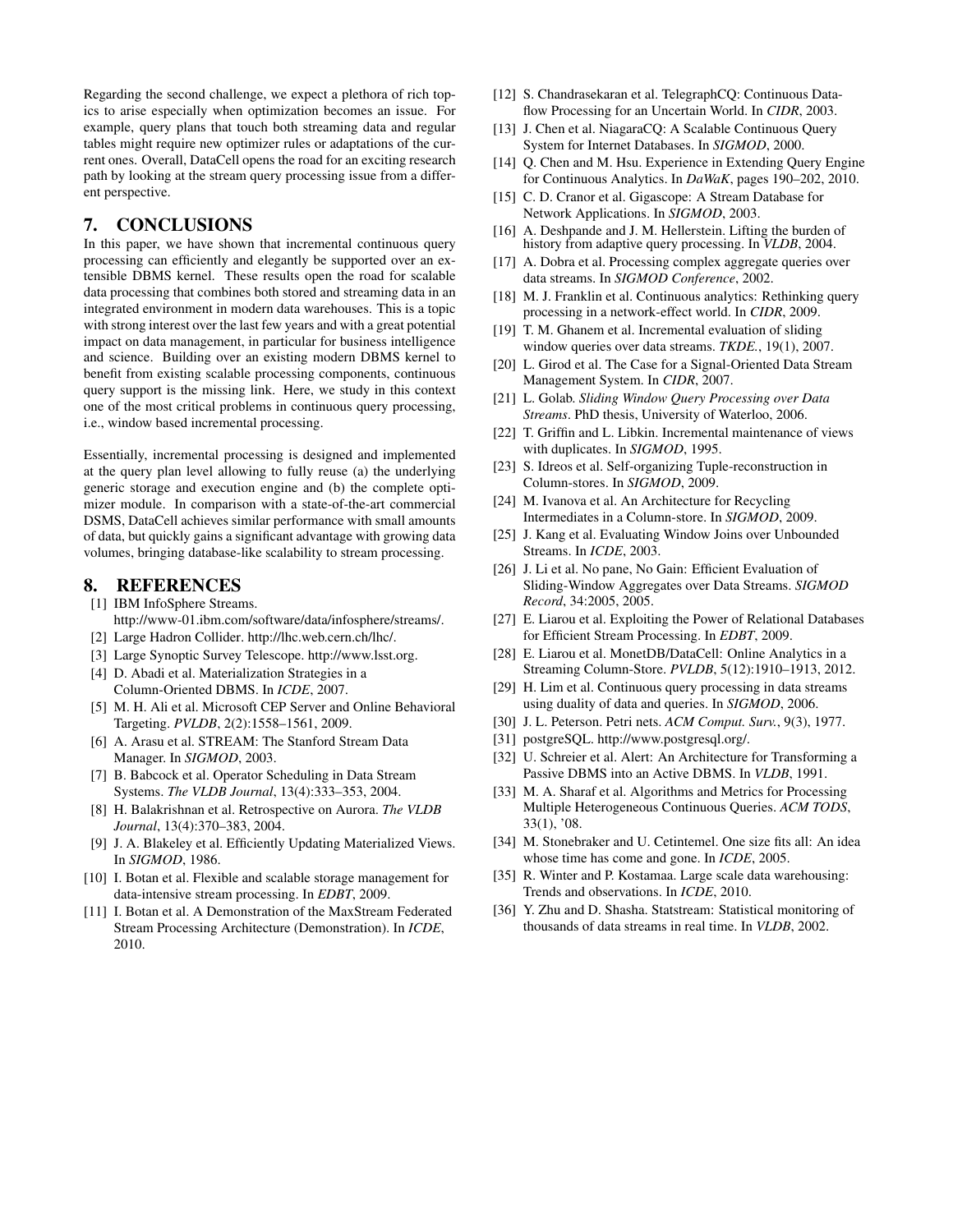Regarding the second challenge, we expect a plethora of rich topics to arise especially when optimization becomes an issue. For example, query plans that touch both streaming data and regular tables might require new optimizer rules or adaptations of the current ones. Overall, DataCell opens the road for an exciting research path by looking at the stream query processing issue from a different perspective.

## 7. CONCLUSIONS

In this paper, we have shown that incremental continuous query processing can efficiently and elegantly be supported over an extensible DBMS kernel. These results open the road for scalable data processing that combines both stored and streaming data in an integrated environment in modern data warehouses. This is a topic with strong interest over the last few years and with a great potential impact on data management, in particular for business intelligence and science. Building over an existing modern DBMS kernel to benefit from existing scalable processing components, continuous query support is the missing link. Here, we study in this context one of the most critical problems in continuous query processing, i.e., window based incremental processing.

Essentially, incremental processing is designed and implemented at the query plan level allowing to fully reuse (a) the underlying generic storage and execution engine and (b) the complete optimizer module. In comparison with a state-of-the-art commercial DSMS, DataCell achieves similar performance with small amounts of data, but quickly gains a significant advantage with growing data volumes, bringing database-like scalability to stream processing.

## 8. REFERENCES

- [1] IBM InfoSphere Streams. http://www-01.ibm.com/software/data/infosphere/streams/.
- [2] Large Hadron Collider. http://lhc.web.cern.ch/lhc/.
- [3] Large Synoptic Survey Telescope. http://www.lsst.org.
- [4] D. Abadi et al. Materialization Strategies in a Column-Oriented DBMS. In *ICDE*, 2007.
- [5] M. H. Ali et al. Microsoft CEP Server and Online Behavioral Targeting. *PVLDB*, 2(2):1558–1561, 2009.
- [6] A. Arasu et al. STREAM: The Stanford Stream Data Manager. In *SIGMOD*, 2003.
- [7] B. Babcock et al. Operator Scheduling in Data Stream Systems. *The VLDB Journal*, 13(4):333–353, 2004.
- [8] H. Balakrishnan et al. Retrospective on Aurora. *The VLDB Journal*, 13(4):370–383, 2004.
- [9] J. A. Blakeley et al. Efficiently Updating Materialized Views. In *SIGMOD*, 1986.
- [10] I. Botan et al. Flexible and scalable storage management for data-intensive stream processing. In *EDBT*, 2009.
- [11] I. Botan et al. A Demonstration of the MaxStream Federated Stream Processing Architecture (Demonstration). In *ICDE*, 2010.
- [12] S. Chandrasekaran et al. TelegraphCQ: Continuous Dataflow Processing for an Uncertain World. In *CIDR*, 2003.
- [13] J. Chen et al. NiagaraCQ: A Scalable Continuous Query System for Internet Databases. In *SIGMOD*, 2000.
- [14] Q. Chen and M. Hsu. Experience in Extending Query Engine for Continuous Analytics. In *DaWaK*, pages 190–202, 2010.
- [15] C. D. Cranor et al. Gigascope: A Stream Database for Network Applications. In *SIGMOD*, 2003.
- [16] A. Deshpande and J. M. Hellerstein. Lifting the burden of history from adaptive query processing. In *VLDB*, 2004.
- [17] A. Dobra et al. Processing complex aggregate queries over data streams. In *SIGMOD Conference*, 2002.
- [18] M. J. Franklin et al. Continuous analytics: Rethinking query processing in a network-effect world. In *CIDR*, 2009.
- [19] T. M. Ghanem et al. Incremental evaluation of sliding window queries over data streams. *TKDE.*, 19(1), 2007.
- [20] L. Girod et al. The Case for a Signal-Oriented Data Stream Management System. In *CIDR*, 2007.
- [21] L. Golab. *Sliding Window Query Processing over Data Streams*. PhD thesis, University of Waterloo, 2006.
- [22] T. Griffin and L. Libkin. Incremental maintenance of views with duplicates. In *SIGMOD*, 1995.
- [23] S. Idreos et al. Self-organizing Tuple-reconstruction in Column-stores. In *SIGMOD*, 2009.
- [24] M. Ivanova et al. An Architecture for Recycling Intermediates in a Column-store. In *SIGMOD*, 2009.
- [25] J. Kang et al. Evaluating Window Joins over Unbounded Streams. In *ICDE*, 2003.
- [26] J. Li et al. No pane, No Gain: Efficient Evaluation of Sliding-Window Aggregates over Data Streams. *SIGMOD Record*, 34:2005, 2005.
- [27] E. Liarou et al. Exploiting the Power of Relational Databases for Efficient Stream Processing. In *EDBT*, 2009.
- [28] E. Liarou et al. MonetDB/DataCell: Online Analytics in a Streaming Column-Store. *PVLDB*, 5(12):1910–1913, 2012.
- [29] H. Lim et al. Continuous query processing in data streams using duality of data and queries. In *SIGMOD*, 2006.
- [30] J. L. Peterson. Petri nets. *ACM Comput. Surv.*, 9(3), 1977.
- [31] postgreSQL. http://www.postgresql.org/.
- [32] U. Schreier et al. Alert: An Architecture for Transforming a Passive DBMS into an Active DBMS. In *VLDB*, 1991.
- [33] M. A. Sharaf et al. Algorithms and Metrics for Processing Multiple Heterogeneous Continuous Queries. *ACM TODS*, 33(1), '08.
- [34] M. Stonebraker and U. Cetintemel. One size fits all: An idea whose time has come and gone. In *ICDE*, 2005.
- [35] R. Winter and P. Kostamaa. Large scale data warehousing: Trends and observations. In *ICDE*, 2010.
- [36] Y. Zhu and D. Shasha. Statstream: Statistical monitoring of thousands of data streams in real time. In *VLDB*, 2002.